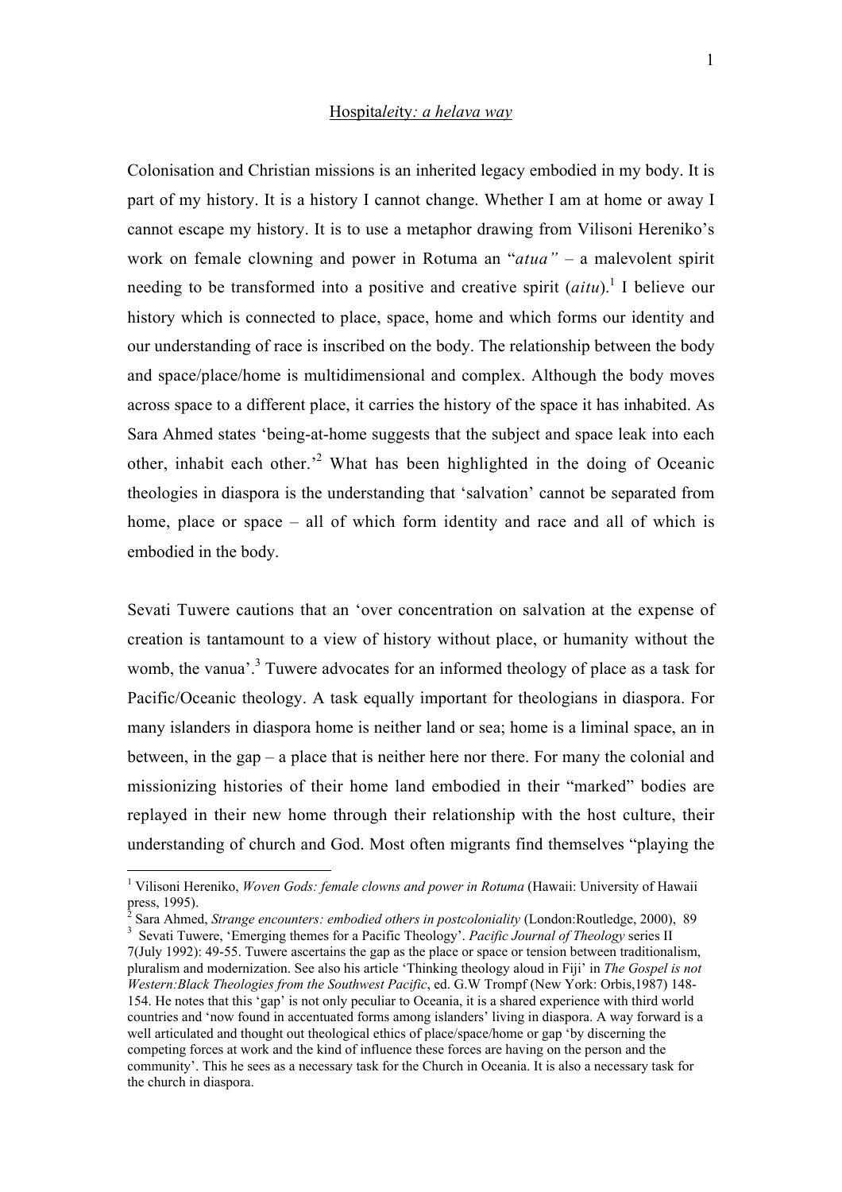# Hospita*lei*ty*: a helava way*

Colonisation and Christian missions is an inherited legacy embodied in my body. It is part of my history. It is a history I cannot change. Whether I am at home or away I cannot escape my history. It is to use a metaphor drawing from Vilisoni Hereniko's work on female clowning and power in Rotuma an "*atua"* – a malevolent spirit needing to be transformed into a positive and creative spirit (*aitu*).[1] I believe our history which is connected to place, space, home and which forms our identity and our understanding of race is inscribed on the body. The relationship between the body and space/place/home is multidimensional and complex. Although the body moves across space to a different place, it carries the history of the space it has inhabited. As Sara Ahmed states 'being-at-home suggests that the subject and space leak into each other, inhabit each other.'[2] What has been highlighted in the doing of Oceanic theologies in diaspora is the understanding that 'salvation' cannot be separated from home, place or space – all of which form identity and race and all of which is embodied in the body.

Sevati Tuwere cautions that an 'over concentration on salvation at the expense of creation is tantamount to a view of history without place, or humanity without the womb, the vanua'.[3] Tuwere advocates for an informed theology of place as a task for Pacific/Oceanic theology. A task equally important for theologians in diaspora. For many islanders in diaspora home is neither land or sea; home is a liminal space, an in between, in the gap – a place that is neither here nor there. For many the colonial and missionizing histories of their home land embodied in their "marked" bodies are replayed in their new home through their relationship with the host culture, their understanding of church and God. Most often migrants find themselves "playing the

---

[1] Vilisoni Hereniko, *Woven Gods: female clowns and power in Rotuma* (Hawaii: University of Hawaii press, 1995).

[2] Sara Ahmed, *Strange encounters: embodied others in postcoloniality* (London:Routledge, 2000), 89

[3] Sevati Tuwere, 'Emerging themes for a Pacific Theology'. *Pacific Journal of Theology* series II 7(July 1992): 49-55. Tuwere ascertains the gap as the place or space or tension between traditionalism, pluralism and modernization. See also his article 'Thinking theology aloud in Fiji' in *The Gospel is not Western:Black Theologies from the Southwest Pacific*, ed. G.W Trompf (New York: Orbis,1987) 148-154. He notes that this 'gap' is not only peculiar to Oceania, it is a shared experience with third world countries and 'now found in accentuated forms among islanders' living in diaspora. A way forward is a well articulated and thought out theological ethics of place/space/home or gap 'by discerning the competing forces at work and the kind of influence these forces are having on the person and the community'. This he sees as a necessary task for the Church in Oceania. It is also a necessary task for the church in diaspora.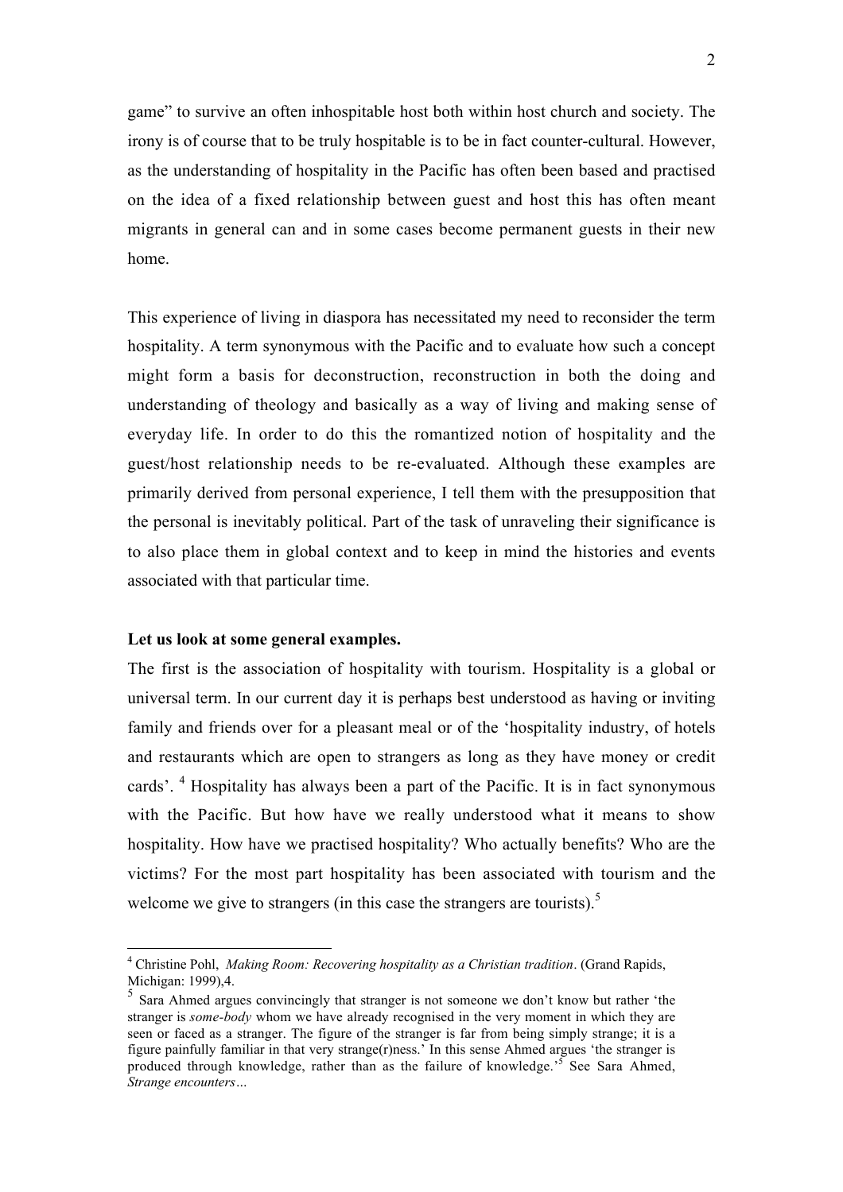game" to survive an often inhospitable host both within host church and society. The irony is of course that to be truly hospitable is to be in fact counter-cultural. However, as the understanding of hospitality in the Pacific has often been based and practised on the idea of a fixed relationship between guest and host this has often meant migrants in general can and in some cases become permanent guests in their new home.

This experience of living in diaspora has necessitated my need to reconsider the term hospitality. A term synonymous with the Pacific and to evaluate how such a concept might form a basis for deconstruction, reconstruction in both the doing and understanding of theology and basically as a way of living and making sense of everyday life. In order to do this the romantized notion of hospitality and the guest/host relationship needs to be re-evaluated. Although these examples are primarily derived from personal experience, I tell them with the presupposition that the personal is inevitably political. Part of the task of unraveling their significance is to also place them in global context and to keep in mind the histories and events associated with that particular time.

**Let us look at some general examples.**

The first is the association of hospitality with tourism. Hospitality is a global or universal term. In our current day it is perhaps best understood as having or inviting family and friends over for a pleasant meal or of the 'hospitality industry, of hotels and restaurants which are open to strangers as long as they have money or credit cards'. [4] Hospitality has always been a part of the Pacific. It is in fact synonymous with the Pacific. But how have we really understood what it means to show hospitality. How have we practised hospitality? Who actually benefits? Who are the victims? For the most part hospitality has been associated with tourism and the welcome we give to strangers (in this case the strangers are tourists).[5]

---

[4] Christine Pohl, *Making Room: Recovering hospitality as a Christian tradition*. (Grand Rapids, Michigan: 1999),4.

[5] Sara Ahmed argues convincingly that stranger is not someone we don't know but rather 'the stranger is *some-body* whom we have already recognised in the very moment in which they are seen or faced as a stranger. The figure of the stranger is far from being simply strange; it is a figure painfully familiar in that very strange(r)ness.' In this sense Ahmed argues 'the stranger is produced through knowledge, rather than as the failure of knowledge.'[5] See Sara Ahmed, *Strange encounters…*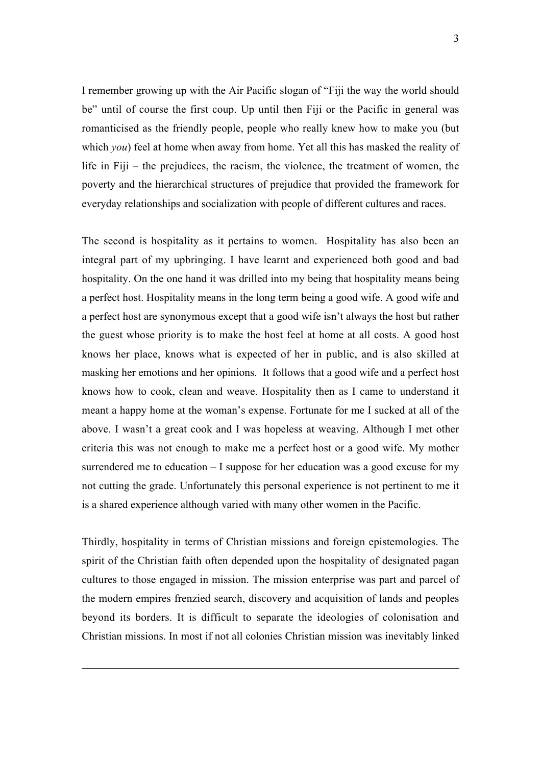I remember growing up with the Air Pacific slogan of "Fiji the way the world should be" until of course the first coup. Up until then Fiji or the Pacific in general was romanticised as the friendly people, people who really knew how to make you (but which *you*) feel at home when away from home. Yet all this has masked the reality of life in Fiji – the prejudices, the racism, the violence, the treatment of women, the poverty and the hierarchical structures of prejudice that provided the framework for everyday relationships and socialization with people of different cultures and races.

The second is hospitality as it pertains to women. Hospitality has also been an integral part of my upbringing. I have learnt and experienced both good and bad hospitality. On the one hand it was drilled into my being that hospitality means being a perfect host. Hospitality means in the long term being a good wife. A good wife and a perfect host are synonymous except that a good wife isn't always the host but rather the guest whose priority is to make the host feel at home at all costs. A good host knows her place, knows what is expected of her in public, and is also skilled at masking her emotions and her opinions. It follows that a good wife and a perfect host knows how to cook, clean and weave. Hospitality then as I came to understand it meant a happy home at the woman's expense. Fortunate for me I sucked at all of the above. I wasn't a great cook and I was hopeless at weaving. Although I met other criteria this was not enough to make me a perfect host or a good wife. My mother surrendered me to education – I suppose for her education was a good excuse for my not cutting the grade. Unfortunately this personal experience is not pertinent to me it is a shared experience although varied with many other women in the Pacific.

Thirdly, hospitality in terms of Christian missions and foreign epistemologies. The spirit of the Christian faith often depended upon the hospitality of designated pagan cultures to those engaged in mission. The mission enterprise was part and parcel of the modern empires frenzied search, discovery and acquisition of lands and peoples beyond its borders. It is difficult to separate the ideologies of colonisation and Christian missions. In most if not all colonies Christian mission was inevitably linked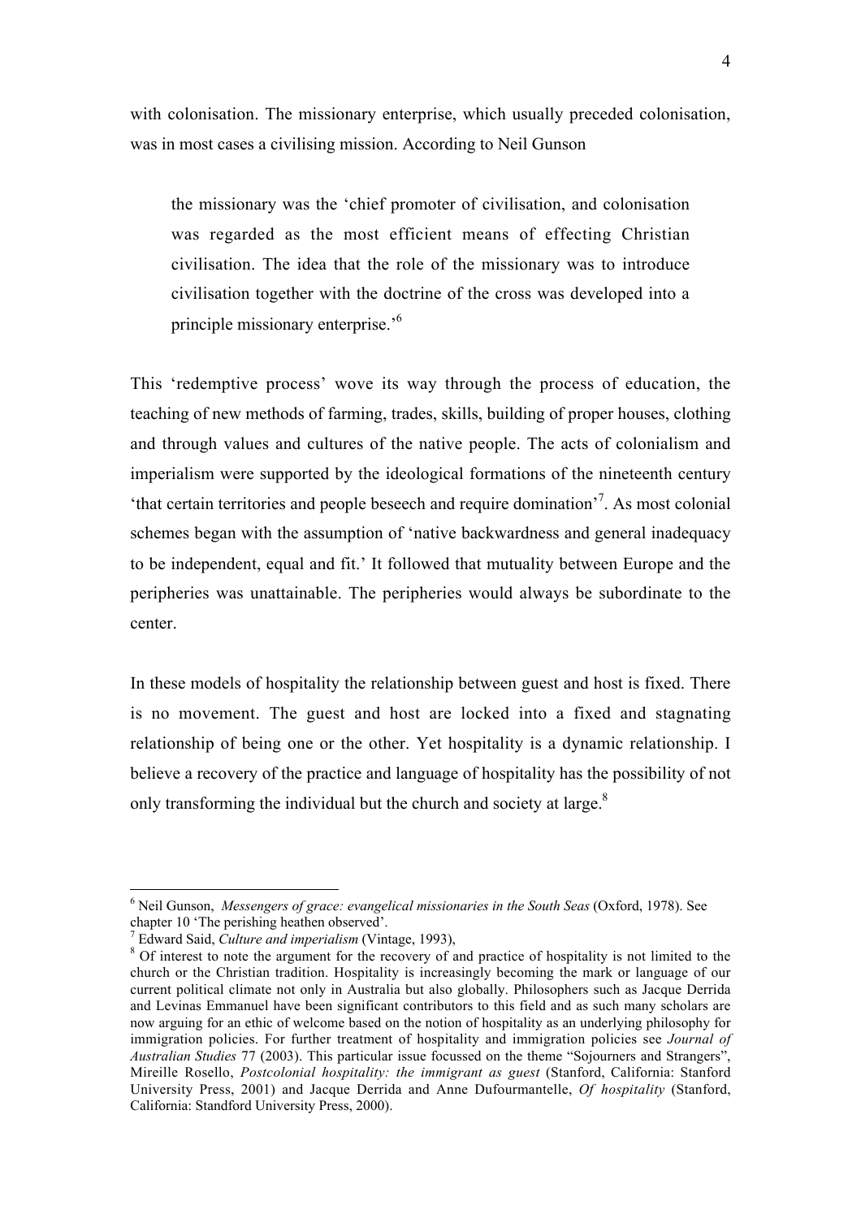with colonisation. The missionary enterprise, which usually preceded colonisation, was in most cases a civilising mission. According to Neil Gunson

> the missionary was the 'chief promoter of civilisation, and colonisation was regarded as the most efficient means of effecting Christian civilisation. The idea that the role of the missionary was to introduce civilisation together with the doctrine of the cross was developed into a principle missionary enterprise.'[6]

This 'redemptive process' wove its way through the process of education, the teaching of new methods of farming, trades, skills, building of proper houses, clothing and through values and cultures of the native people. The acts of colonialism and imperialism were supported by the ideological formations of the nineteenth century 'that certain territories and people beseech and require domination'[7]. As most colonial schemes began with the assumption of 'native backwardness and general inadequacy to be independent, equal and fit.' It followed that mutuality between Europe and the peripheries was unattainable. The peripheries would always be subordinate to the center.

In these models of hospitality the relationship between guest and host is fixed. There is no movement. The guest and host are locked into a fixed and stagnating relationship of being one or the other. Yet hospitality is a dynamic relationship. I believe a recovery of the practice and language of hospitality has the possibility of not only transforming the individual but the church and society at large.[8]

---

[6] Neil Gunson, *Messengers of grace: evangelical missionaries in the South Seas* (Oxford, 1978). See chapter 10 'The perishing heathen observed'.

[7] Edward Said, *Culture and imperialism* (Vintage, 1993),

[8] Of interest to note the argument for the recovery of and practice of hospitality is not limited to the church or the Christian tradition. Hospitality is increasingly becoming the mark or language of our current political climate not only in Australia but also globally. Philosophers such as Jacque Derrida and Levinas Emmanuel have been significant contributors to this field and as such many scholars are now arguing for an ethic of welcome based on the notion of hospitality as an underlying philosophy for immigration policies. For further treatment of hospitality and immigration policies see *Journal of Australian Studies* 77 (2003). This particular issue focussed on the theme "Sojourners and Strangers", Mireille Rosello, *Postcolonial hospitality: the immigrant as guest* (Stanford, California: Stanford University Press, 2001) and Jacque Derrida and Anne Dufourmantelle, *Of hospitality* (Stanford, California: Standford University Press, 2000).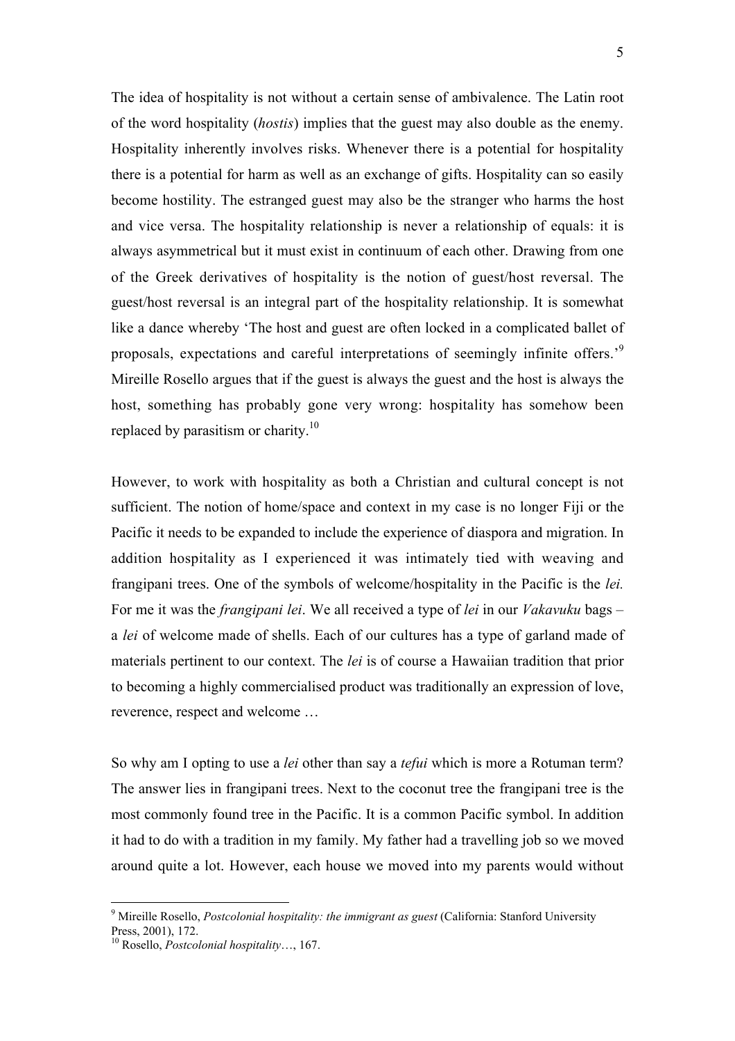The idea of hospitality is not without a certain sense of ambivalence. The Latin root of the word hospitality (*hostis*) implies that the guest may also double as the enemy. Hospitality inherently involves risks. Whenever there is a potential for hospitality there is a potential for harm as well as an exchange of gifts. Hospitality can so easily become hostility. The estranged guest may also be the stranger who harms the host and vice versa. The hospitality relationship is never a relationship of equals: it is always asymmetrical but it must exist in continuum of each other. Drawing from one of the Greek derivatives of hospitality is the notion of guest/host reversal. The guest/host reversal is an integral part of the hospitality relationship. It is somewhat like a dance whereby 'The host and guest are often locked in a complicated ballet of proposals, expectations and careful interpretations of seemingly infinite offers.'[9] Mireille Rosello argues that if the guest is always the guest and the host is always the host, something has probably gone very wrong: hospitality has somehow been replaced by parasitism or charity.[10]

However, to work with hospitality as both a Christian and cultural concept is not sufficient. The notion of home/space and context in my case is no longer Fiji or the Pacific it needs to be expanded to include the experience of diaspora and migration. In addition hospitality as I experienced it was intimately tied with weaving and frangipani trees. One of the symbols of welcome/hospitality in the Pacific is the *lei.* For me it was the *frangipani lei*. We all received a type of *lei* in our *Vakavuku* bags – a *lei* of welcome made of shells. Each of our cultures has a type of garland made of materials pertinent to our context. The *lei* is of course a Hawaiian tradition that prior to becoming a highly commercialised product was traditionally an expression of love, reverence, respect and welcome …

So why am I opting to use a *lei* other than say a *tefui* which is more a Rotuman term? The answer lies in frangipani trees. Next to the coconut tree the frangipani tree is the most commonly found tree in the Pacific. It is a common Pacific symbol. In addition it had to do with a tradition in my family. My father had a travelling job so we moved around quite a lot. However, each house we moved into my parents would without

---

[9] Mireille Rosello, *Postcolonial hospitality: the immigrant as guest* (California: Stanford University Press, 2001), 172.

[10] Rosello, *Postcolonial hospitality*…, 167.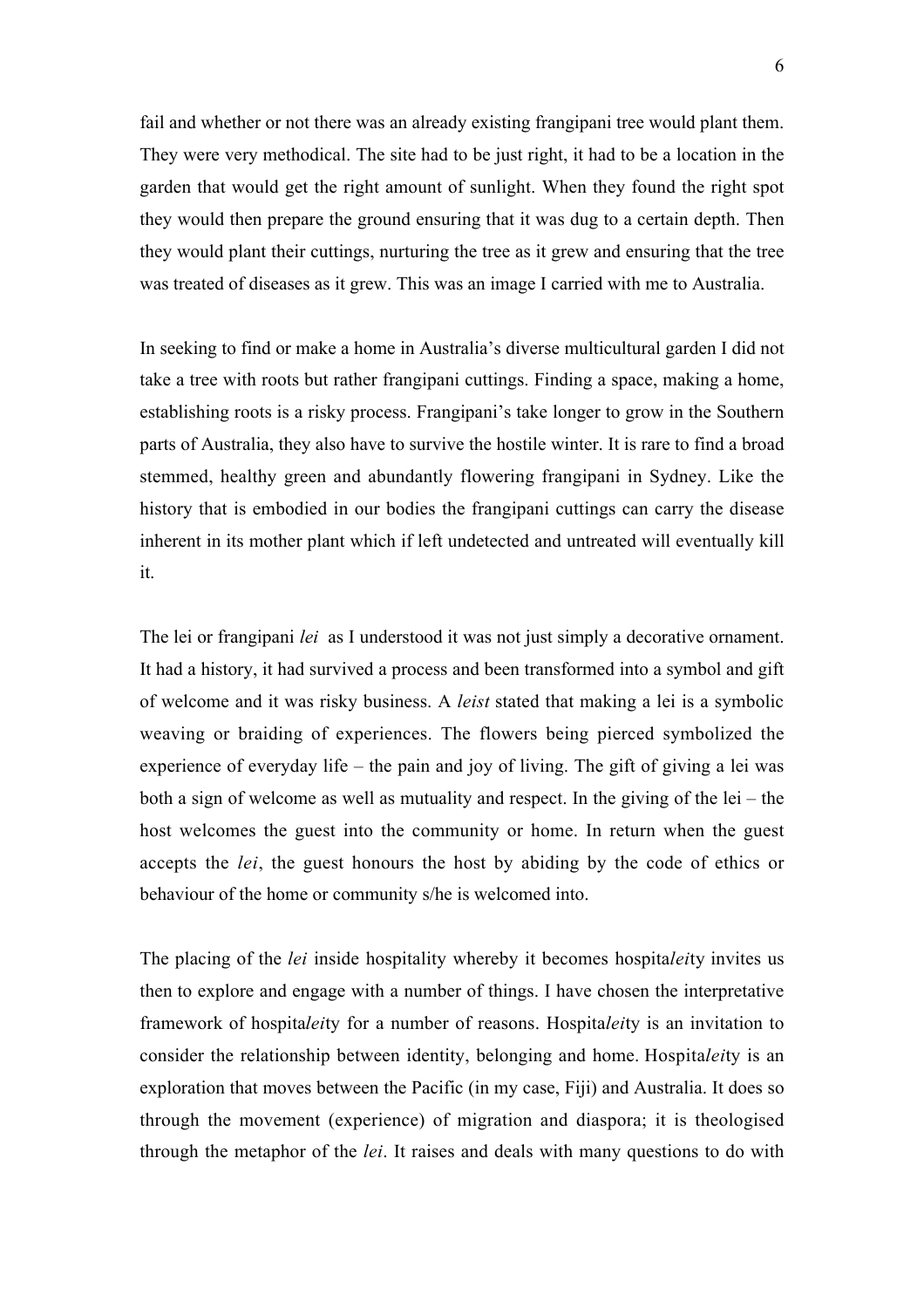fail and whether or not there was an already existing frangipani tree would plant them. They were very methodical. The site had to be just right, it had to be a location in the garden that would get the right amount of sunlight. When they found the right spot they would then prepare the ground ensuring that it was dug to a certain depth. Then they would plant their cuttings, nurturing the tree as it grew and ensuring that the tree was treated of diseases as it grew. This was an image I carried with me to Australia.

In seeking to find or make a home in Australia's diverse multicultural garden I did not take a tree with roots but rather frangipani cuttings. Finding a space, making a home, establishing roots is a risky process. Frangipani's take longer to grow in the Southern parts of Australia, they also have to survive the hostile winter. It is rare to find a broad stemmed, healthy green and abundantly flowering frangipani in Sydney. Like the history that is embodied in our bodies the frangipani cuttings can carry the disease inherent in its mother plant which if left undetected and untreated will eventually kill it.

The lei or frangipani *lei* as I understood it was not just simply a decorative ornament. It had a history, it had survived a process and been transformed into a symbol and gift of welcome and it was risky business. A *leist* stated that making a lei is a symbolic weaving or braiding of experiences. The flowers being pierced symbolized the experience of everyday life – the pain and joy of living. The gift of giving a lei was both a sign of welcome as well as mutuality and respect. In the giving of the lei – the host welcomes the guest into the community or home. In return when the guest accepts the *lei*, the guest honours the host by abiding by the code of ethics or behaviour of the home or community s/he is welcomed into.

The placing of the *lei* inside hospitality whereby it becomes hospita*lei*ty invites us then to explore and engage with a number of things. I have chosen the interpretative framework of hospita*lei*ty for a number of reasons. Hospita*lei*ty is an invitation to consider the relationship between identity, belonging and home. Hospita*lei*ty is an exploration that moves between the Pacific (in my case, Fiji) and Australia. It does so through the movement (experience) of migration and diaspora; it is theologised through the metaphor of the *lei*. It raises and deals with many questions to do with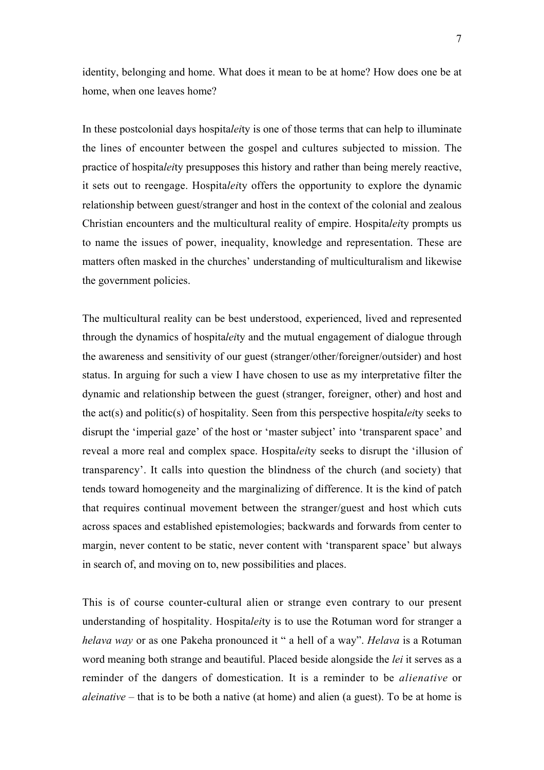identity, belonging and home. What does it mean to be at home? How does one be at home, when one leaves home?

In these postcolonial days hospita*lei*ty is one of those terms that can help to illuminate the lines of encounter between the gospel and cultures subjected to mission. The practice of hospita*lei*ty presupposes this history and rather than being merely reactive, it sets out to reengage. Hospita*lei*ty offers the opportunity to explore the dynamic relationship between guest/stranger and host in the context of the colonial and zealous Christian encounters and the multicultural reality of empire. Hospita*lei*ty prompts us to name the issues of power, inequality, knowledge and representation. These are matters often masked in the churches' understanding of multiculturalism and likewise the government policies.

The multicultural reality can be best understood, experienced, lived and represented through the dynamics of hospita*lei*ty and the mutual engagement of dialogue through the awareness and sensitivity of our guest (stranger/other/foreigner/outsider) and host status. In arguing for such a view I have chosen to use as my interpretative filter the dynamic and relationship between the guest (stranger, foreigner, other) and host and the act(s) and politic(s) of hospitality. Seen from this perspective hospita*lei*ty seeks to disrupt the 'imperial gaze' of the host or 'master subject' into 'transparent space' and reveal a more real and complex space. Hospita*lei*ty seeks to disrupt the 'illusion of transparency'. It calls into question the blindness of the church (and society) that tends toward homogeneity and the marginalizing of difference. It is the kind of patch that requires continual movement between the stranger/guest and host which cuts across spaces and established epistemologies; backwards and forwards from center to margin, never content to be static, never content with 'transparent space' but always in search of, and moving on to, new possibilities and places.

This is of course counter-cultural alien or strange even contrary to our present understanding of hospitality. Hospita*lei*ty is to use the Rotuman word for stranger a *helava way* or as one Pakeha pronounced it " a hell of a way". *Helava* is a Rotuman word meaning both strange and beautiful. Placed beside alongside the *lei* it serves as a reminder of the dangers of domestication. It is a reminder to be *alienative* or *aleinative* – that is to be both a native (at home) and alien (a guest). To be at home is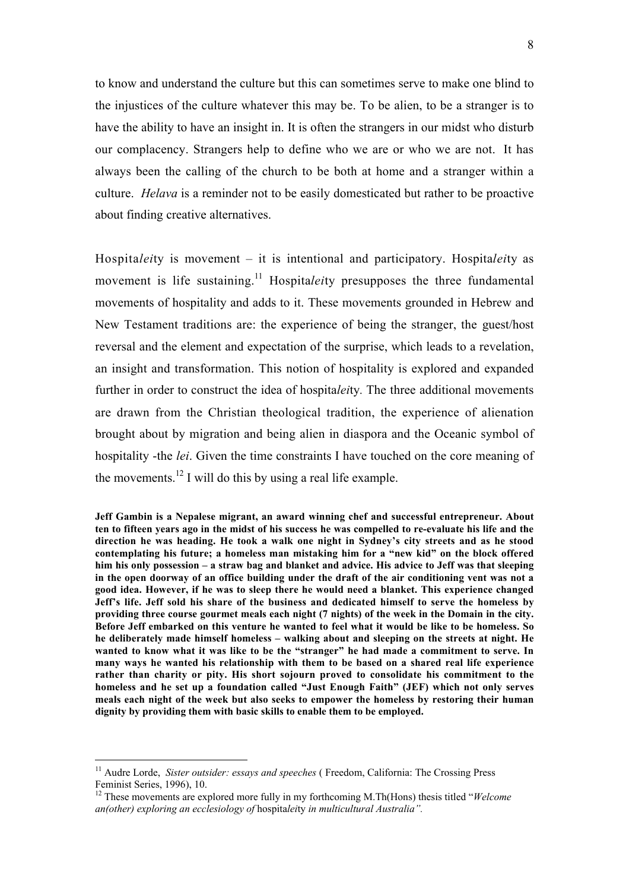to know and understand the culture but this can sometimes serve to make one blind to the injustices of the culture whatever this may be. To be alien, to be a stranger is to have the ability to have an insight in. It is often the strangers in our midst who disturb our complacency. Strangers help to define who we are or who we are not. It has always been the calling of the church to be both at home and a stranger within a culture. *Helava* is a reminder not to be easily domesticated but rather to be proactive about finding creative alternatives.

Hospita*lei*ty is movement – it is intentional and participatory. Hospita*lei*ty as movement is life sustaining.[11] Hospita*lei*ty presupposes the three fundamental movements of hospitality and adds to it. These movements grounded in Hebrew and New Testament traditions are: the experience of being the stranger, the guest/host reversal and the element and expectation of the surprise, which leads to a revelation, an insight and transformation. This notion of hospitality is explored and expanded further in order to construct the idea of hospita*lei*ty*.* The three additional movements are drawn from the Christian theological tradition, the experience of alienation brought about by migration and being alien in diaspora and the Oceanic symbol of hospitality -the *lei*. Given the time constraints I have touched on the core meaning of the movements.[12] I will do this by using a real life example.

**Jeff Gambin is a Nepalese migrant, an award winning chef and successful entrepreneur. About ten to fifteen years ago in the midst of his success he was compelled to re-evaluate his life and the direction he was heading. He took a walk one night in Sydney's city streets and as he stood contemplating his future; a homeless man mistaking him for a "new kid" on the block offered him his only possession – a straw bag and blanket and advice. His advice to Jeff was that sleeping in the open doorway of an office building under the draft of the air conditioning vent was not a good idea. However, if he was to sleep there he would need a blanket. This experience changed Jeff's life. Jeff sold his share of the business and dedicated himself to serve the homeless by providing three course gourmet meals each night (7 nights) of the week in the Domain in the city. Before Jeff embarked on this venture he wanted to feel what it would be like to be homeless. So he deliberately made himself homeless – walking about and sleeping on the streets at night. He wanted to know what it was like to be the "stranger" he had made a commitment to serve. In many ways he wanted his relationship with them to be based on a shared real life experience rather than charity or pity. His short sojourn proved to consolidate his commitment to the homeless and he set up a foundation called "Just Enough Faith" (JEF) which not only serves meals each night of the week but also seeks to empower the homeless by restoring their human dignity by providing them with basic skills to enable them to be employed.**

---

[11] Audre Lorde, *Sister outsider: essays and speeches* ( Freedom, California: The Crossing Press Feminist Series, 1996), 10.

[12] These movements are explored more fully in my forthcoming M.Th(Hons) thesis titled "*Welcome an(other) exploring an ecclesiology of* hospita*lei*ty *in multicultural Australia".*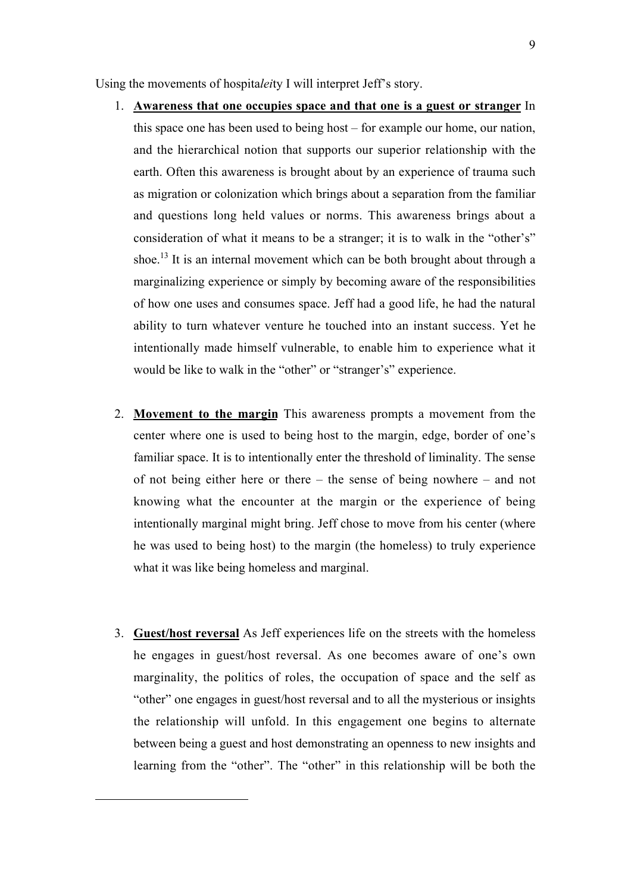Using the movements of hospita*lei*ty I will interpret Jeff's story.

1. **<u>Awareness that one occupies space and that one is a guest or stranger</u>** In this space one has been used to being host – for example our home, our nation, and the hierarchical notion that supports our superior relationship with the earth. Often this awareness is brought about by an experience of trauma such as migration or colonization which brings about a separation from the familiar and questions long held values or norms. This awareness brings about a consideration of what it means to be a stranger; it is to walk in the "other's" shoe.[13] It is an internal movement which can be both brought about through a marginalizing experience or simply by becoming aware of the responsibilities of how one uses and consumes space. Jeff had a good life, he had the natural ability to turn whatever venture he touched into an instant success. Yet he intentionally made himself vulnerable, to enable him to experience what it would be like to walk in the "other" or "stranger's" experience.

2. **<u>Movement to the margin</u>** This awareness prompts a movement from the center where one is used to being host to the margin, edge, border of one's familiar space. It is to intentionally enter the threshold of liminality. The sense of not being either here or there – the sense of being nowhere – and not knowing what the encounter at the margin or the experience of being intentionally marginal might bring. Jeff chose to move from his center (where he was used to being host) to the margin (the homeless) to truly experience what it was like being homeless and marginal.

3. **<u>Guest/host reversal</u>** As Jeff experiences life on the streets with the homeless he engages in guest/host reversal. As one becomes aware of one's own marginality, the politics of roles, the occupation of space and the self as "other" one engages in guest/host reversal and to all the mysterious or insights the relationship will unfold. In this engagement one begins to alternate between being a guest and host demonstrating an openness to new insights and learning from the "other". The "other" in this relationship will be both the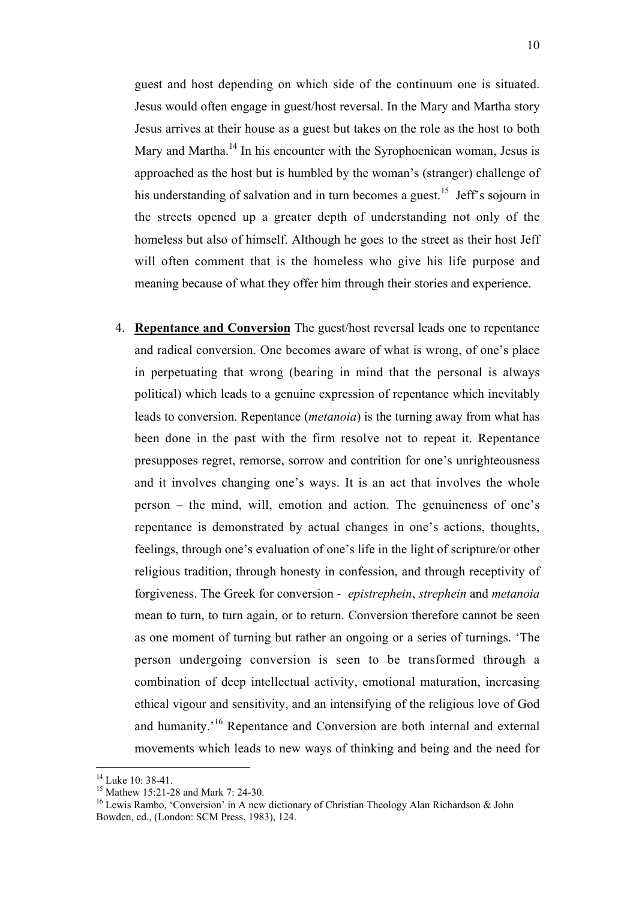guest and host depending on which side of the continuum one is situated. Jesus would often engage in guest/host reversal. In the Mary and Martha story Jesus arrives at their house as a guest but takes on the role as the host to both Mary and Martha.[14] In his encounter with the Syrophoenican woman, Jesus is approached as the host but is humbled by the woman's (stranger) challenge of his understanding of salvation and in turn becomes a guest.[15] Jeff's sojourn in the streets opened up a greater depth of understanding not only of the homeless but also of himself. Although he goes to the street as their host Jeff will often comment that is the homeless who give his life purpose and meaning because of what they offer him through their stories and experience.

4. **Repentance and Conversion** The guest/host reversal leads one to repentance and radical conversion. One becomes aware of what is wrong, of one's place in perpetuating that wrong (bearing in mind that the personal is always political) which leads to a genuine expression of repentance which inevitably leads to conversion. Repentance (*metanoia*) is the turning away from what has been done in the past with the firm resolve not to repeat it. Repentance presupposes regret, remorse, sorrow and contrition for one's unrighteousness and it involves changing one's ways. It is an act that involves the whole person – the mind, will, emotion and action. The genuineness of one's repentance is demonstrated by actual changes in one's actions, thoughts, feelings, through one's evaluation of one's life in the light of scripture/or other religious tradition, through honesty in confession, and through receptivity of forgiveness. The Greek for conversion - *epistrephein*, *strephein* and *metanoia* mean to turn, to turn again, or to return. Conversion therefore cannot be seen as one moment of turning but rather an ongoing or a series of turnings. 'The person undergoing conversion is seen to be transformed through a combination of deep intellectual activity, emotional maturation, increasing ethical vigour and sensitivity, and an intensifying of the religious love of God and humanity.'[16] Repentance and Conversion are both internal and external movements which leads to new ways of thinking and being and the need for

---

[14] Luke 10: 38-41.

[15] Mathew 15:21-28 and Mark 7: 24-30.

[16] Lewis Rambo, 'Conversion' in A new dictionary of Christian Theology Alan Richardson & John Bowden, ed., (London: SCM Press, 1983), 124.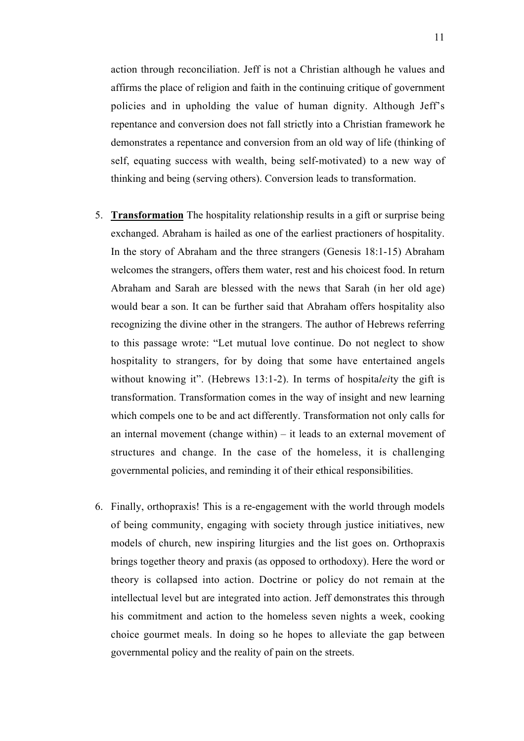action through reconciliation. Jeff is not a Christian although he values and affirms the place of religion and faith in the continuing critique of government policies and in upholding the value of human dignity. Although Jeff's repentance and conversion does not fall strictly into a Christian framework he demonstrates a repentance and conversion from an old way of life (thinking of self, equating success with wealth, being self-motivated) to a new way of thinking and being (serving others). Conversion leads to transformation.

5. **<u>Transformation</u>** The hospitality relationship results in a gift or surprise being exchanged. Abraham is hailed as one of the earliest practioners of hospitality. In the story of Abraham and the three strangers (Genesis 18:1-15) Abraham welcomes the strangers, offers them water, rest and his choicest food. In return Abraham and Sarah are blessed with the news that Sarah (in her old age) would bear a son. It can be further said that Abraham offers hospitality also recognizing the divine other in the strangers. The author of Hebrews referring to this passage wrote: "Let mutual love continue. Do not neglect to show hospitality to strangers, for by doing that some have entertained angels without knowing it". (Hebrews 13:1-2). In terms of hospita*lei*ty the gift is transformation. Transformation comes in the way of insight and new learning which compels one to be and act differently. Transformation not only calls for an internal movement (change within) – it leads to an external movement of structures and change. In the case of the homeless, it is challenging governmental policies, and reminding it of their ethical responsibilities.

6. Finally, orthopraxis! This is a re-engagement with the world through models of being community, engaging with society through justice initiatives, new models of church, new inspiring liturgies and the list goes on. Orthopraxis brings together theory and praxis (as opposed to orthodoxy). Here the word or theory is collapsed into action. Doctrine or policy do not remain at the intellectual level but are integrated into action. Jeff demonstrates this through his commitment and action to the homeless seven nights a week, cooking choice gourmet meals. In doing so he hopes to alleviate the gap between governmental policy and the reality of pain on the streets.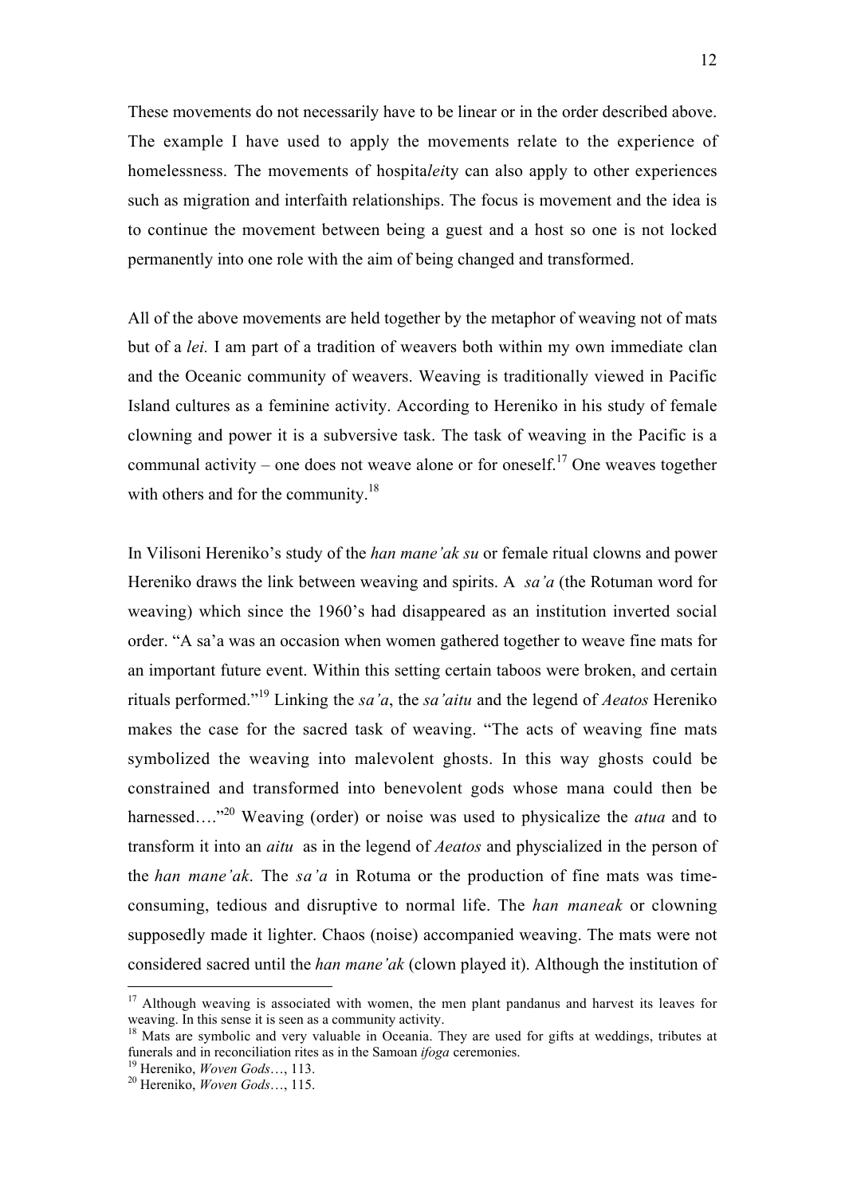These movements do not necessarily have to be linear or in the order described above. The example I have used to apply the movements relate to the experience of homelessness. The movements of hospita*lei*ty can also apply to other experiences such as migration and interfaith relationships. The focus is movement and the idea is to continue the movement between being a guest and a host so one is not locked permanently into one role with the aim of being changed and transformed.

All of the above movements are held together by the metaphor of weaving not of mats but of a *lei.* I am part of a tradition of weavers both within my own immediate clan and the Oceanic community of weavers. Weaving is traditionally viewed in Pacific Island cultures as a feminine activity. According to Hereniko in his study of female clowning and power it is a subversive task. The task of weaving in the Pacific is a communal activity – one does not weave alone or for oneself.[17] One weaves together with others and for the community.[18]

In Vilisoni Hereniko's study of the *han mane'ak su* or female ritual clowns and power Hereniko draws the link between weaving and spirits. A *sa'a* (the Rotuman word for weaving) which since the 1960's had disappeared as an institution inverted social order. "A sa'a was an occasion when women gathered together to weave fine mats for an important future event. Within this setting certain taboos were broken, and certain rituals performed."[19] Linking the *sa'a*, the *sa'aitu* and the legend of *Aeatos* Hereniko makes the case for the sacred task of weaving. "The acts of weaving fine mats symbolized the weaving into malevolent ghosts. In this way ghosts could be constrained and transformed into benevolent gods whose mana could then be harnessed…."[20] Weaving (order) or noise was used to physicalize the *atua* and to transform it into an *aitu* as in the legend of *Aeatos* and physcialized in the person of the *han mane'ak*. The *sa'a* in Rotuma or the production of fine mats was time-consuming, tedious and disruptive to normal life. The *han maneak* or clowning supposedly made it lighter. Chaos (noise) accompanied weaving. The mats were not considered sacred until the *han mane'ak* (clown played it). Although the institution of

---

[17] Although weaving is associated with women, the men plant pandanus and harvest its leaves for weaving. In this sense it is seen as a community activity.

[18] Mats are symbolic and very valuable in Oceania. They are used for gifts at weddings, tributes at funerals and in reconciliation rites as in the Samoan *ifoga* ceremonies.

[19] Hereniko, *Woven Gods*…, 113.

[20] Hereniko, *Woven Gods*…, 115.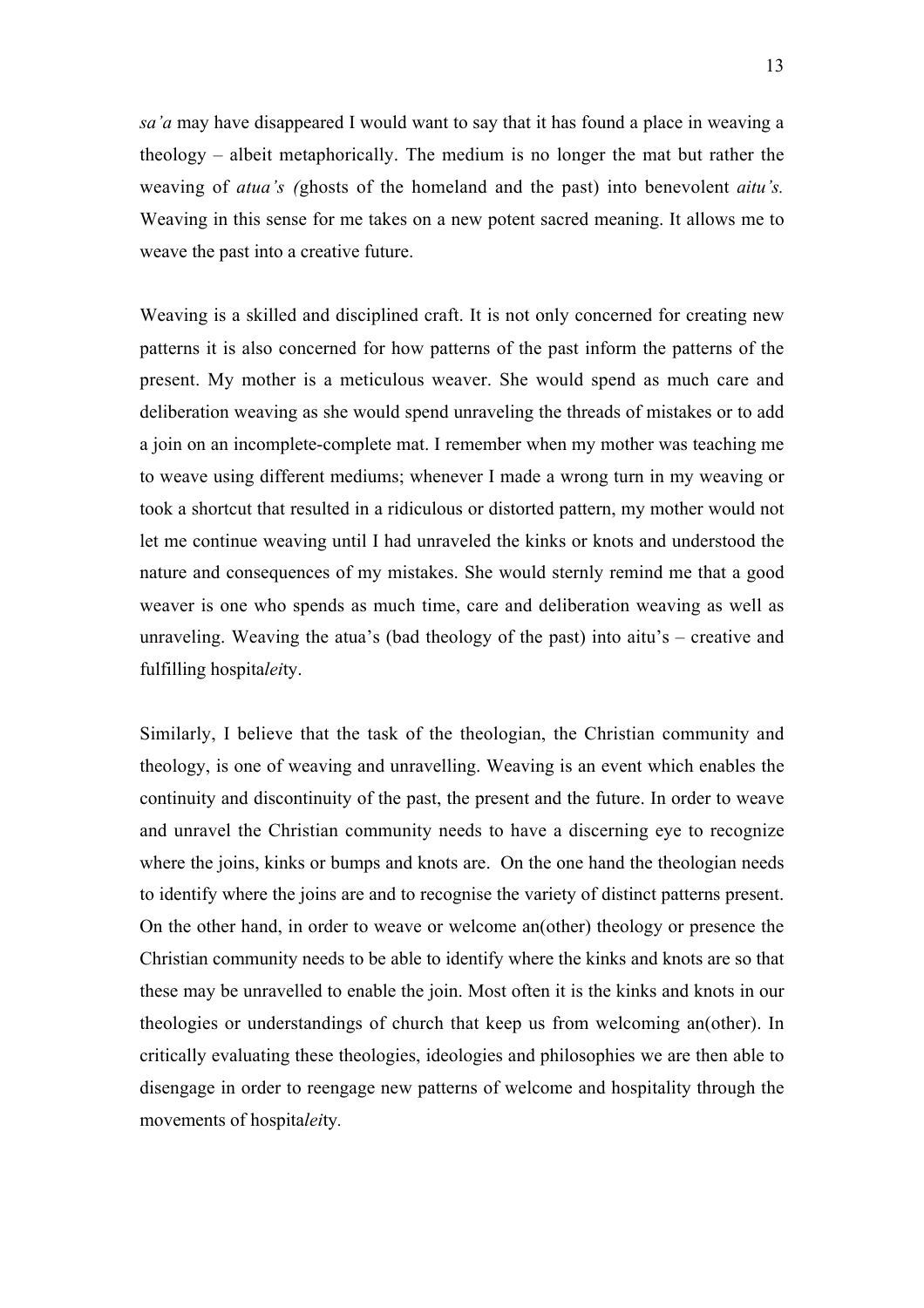*sa'a* may have disappeared I would want to say that it has found a place in weaving a theology – albeit metaphorically. The medium is no longer the mat but rather the weaving of *atua's (*ghosts of the homeland and the past) into benevolent *aitu's.* Weaving in this sense for me takes on a new potent sacred meaning. It allows me to weave the past into a creative future.

Weaving is a skilled and disciplined craft. It is not only concerned for creating new patterns it is also concerned for how patterns of the past inform the patterns of the present. My mother is a meticulous weaver. She would spend as much care and deliberation weaving as she would spend unraveling the threads of mistakes or to add a join on an incomplete-complete mat. I remember when my mother was teaching me to weave using different mediums; whenever I made a wrong turn in my weaving or took a shortcut that resulted in a ridiculous or distorted pattern, my mother would not let me continue weaving until I had unraveled the kinks or knots and understood the nature and consequences of my mistakes. She would sternly remind me that a good weaver is one who spends as much time, care and deliberation weaving as well as unraveling. Weaving the atua's (bad theology of the past) into aitu's – creative and fulfilling hospita*lei*ty.

Similarly, I believe that the task of the theologian, the Christian community and theology, is one of weaving and unravelling. Weaving is an event which enables the continuity and discontinuity of the past, the present and the future. In order to weave and unravel the Christian community needs to have a discerning eye to recognize where the joins, kinks or bumps and knots are. On the one hand the theologian needs to identify where the joins are and to recognise the variety of distinct patterns present. On the other hand, in order to weave or welcome an(other) theology or presence the Christian community needs to be able to identify where the kinks and knots are so that these may be unravelled to enable the join. Most often it is the kinks and knots in our theologies or understandings of church that keep us from welcoming an(other). In critically evaluating these theologies, ideologies and philosophies we are then able to disengage in order to reengage new patterns of welcome and hospitality through the movements of hospita*lei*ty.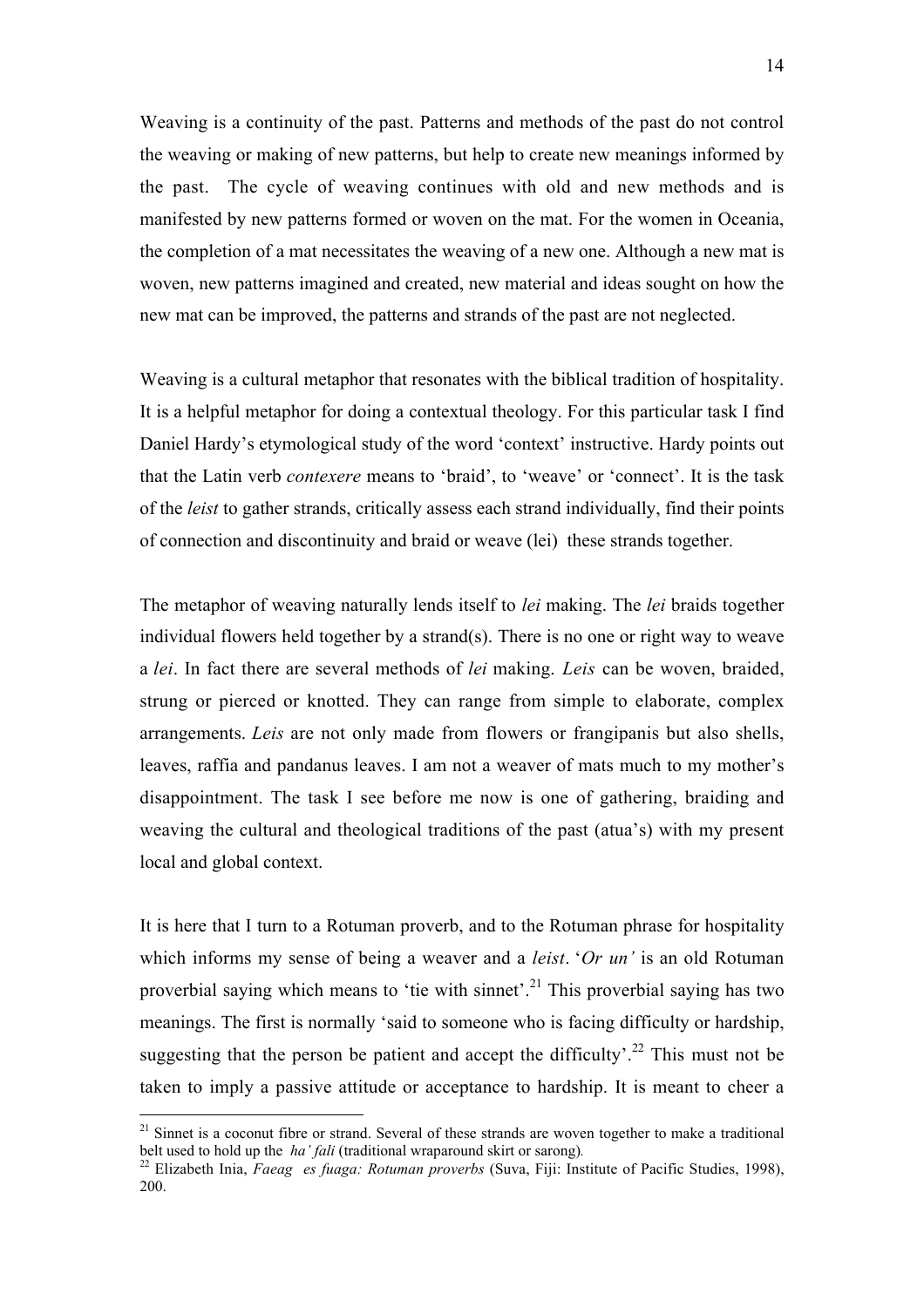Weaving is a continuity of the past. Patterns and methods of the past do not control the weaving or making of new patterns, but help to create new meanings informed by the past. The cycle of weaving continues with old and new methods and is manifested by new patterns formed or woven on the mat. For the women in Oceania, the completion of a mat necessitates the weaving of a new one. Although a new mat is woven, new patterns imagined and created, new material and ideas sought on how the new mat can be improved, the patterns and strands of the past are not neglected.

Weaving is a cultural metaphor that resonates with the biblical tradition of hospitality. It is a helpful metaphor for doing a contextual theology. For this particular task I find Daniel Hardy's etymological study of the word 'context' instructive. Hardy points out that the Latin verb *contexere* means to 'braid', to 'weave' or 'connect'. It is the task of the *leist* to gather strands, critically assess each strand individually, find their points of connection and discontinuity and braid or weave (lei) these strands together.

The metaphor of weaving naturally lends itself to *lei* making. The *lei* braids together individual flowers held together by a strand(s). There is no one or right way to weave a *lei*. In fact there are several methods of *lei* making. *Leis* can be woven, braided, strung or pierced or knotted. They can range from simple to elaborate, complex arrangements. *Leis* are not only made from flowers or frangipanis but also shells, leaves, raffia and pandanus leaves. I am not a weaver of mats much to my mother's disappointment. The task I see before me now is one of gathering, braiding and weaving the cultural and theological traditions of the past (atua's) with my present local and global context.

It is here that I turn to a Rotuman proverb, and to the Rotuman phrase for hospitality which informs my sense of being a weaver and a *leist*. '*Or un'* is an old Rotuman proverbial saying which means to 'tie with sinnet'.[21] This proverbial saying has two meanings. The first is normally 'said to someone who is facing difficulty or hardship, suggesting that the person be patient and accept the difficulty'.[22] This must not be taken to imply a passive attitude or acceptance to hardship. It is meant to cheer a

[21] Sinnet is a coconut fibre or strand. Several of these strands are woven together to make a traditional belt used to hold up the *ha' fali* (traditional wraparound skirt or sarong).

[22] Elizabeth Inia, *Faeag es fuaga: Rotuman proverbs* (Suva, Fiji: Institute of Pacific Studies, 1998), 200.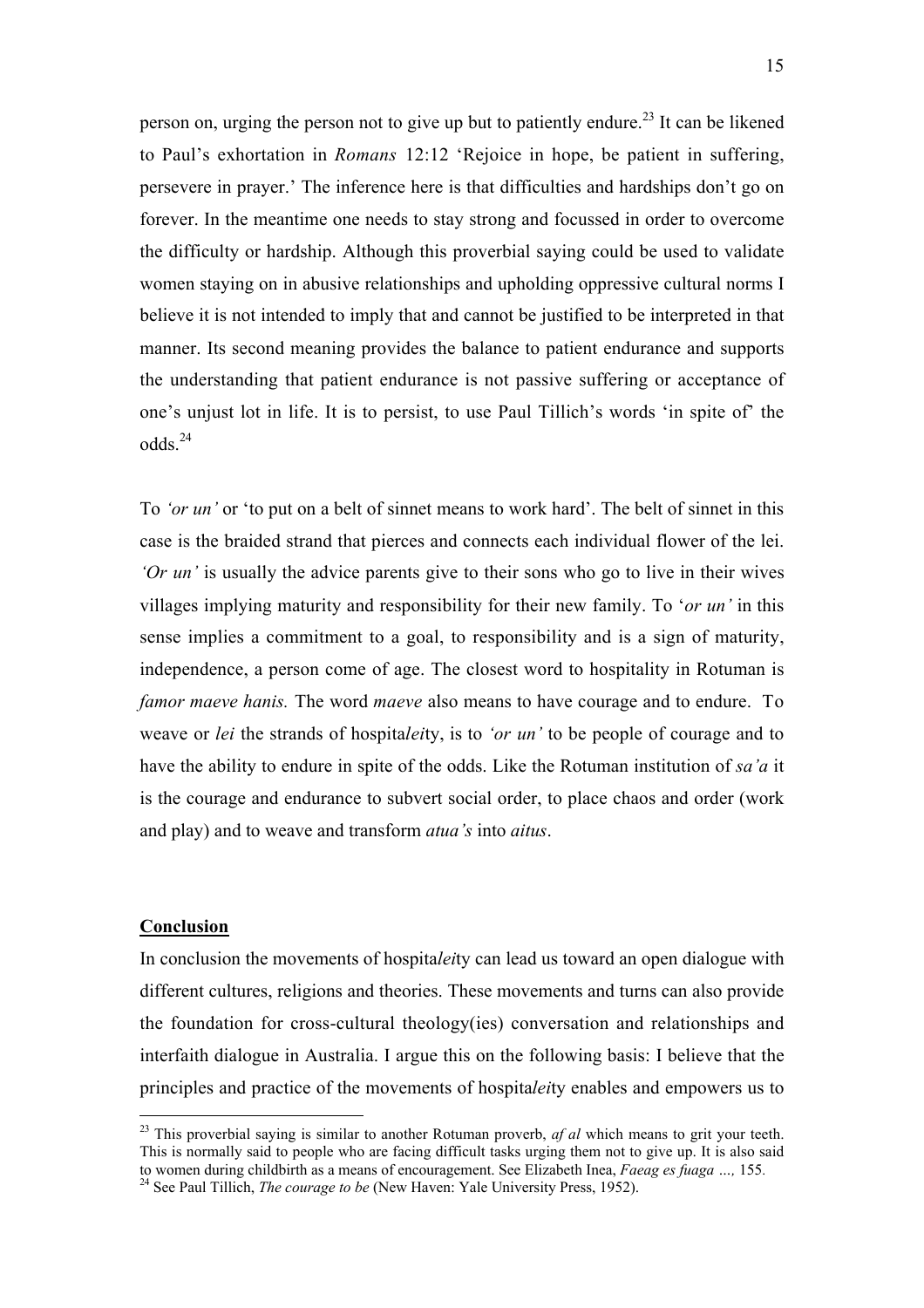person on, urging the person not to give up but to patiently endure.[23] It can be likened to Paul's exhortation in *Romans* 12:12 'Rejoice in hope, be patient in suffering, persevere in prayer.' The inference here is that difficulties and hardships don't go on forever. In the meantime one needs to stay strong and focussed in order to overcome the difficulty or hardship. Although this proverbial saying could be used to validate women staying on in abusive relationships and upholding oppressive cultural norms I believe it is not intended to imply that and cannot be justified to be interpreted in that manner. Its second meaning provides the balance to patient endurance and supports the understanding that patient endurance is not passive suffering or acceptance of one's unjust lot in life. It is to persist, to use Paul Tillich's words 'in spite of' the odds.[24]

To *'or un'* or 'to put on a belt of sinnet means to work hard'. The belt of sinnet in this case is the braided strand that pierces and connects each individual flower of the lei. *'Or un'* is usually the advice parents give to their sons who go to live in their wives villages implying maturity and responsibility for their new family. To '*or un'* in this sense implies a commitment to a goal, to responsibility and is a sign of maturity, independence, a person come of age. The closest word to hospitality in Rotuman is *famor maeve hanis.* The word *maeve* also means to have courage and to endure. To weave or *lei* the strands of hospita*lei*ty, is to *'or un'* to be people of courage and to have the ability to endure in spite of the odds. Like the Rotuman institution of *sa'a* it is the courage and endurance to subvert social order, to place chaos and order (work and play) and to weave and transform *atua's* into *aitus*.

## Conclusion

In conclusion the movements of hospita*lei*ty can lead us toward an open dialogue with different cultures, religions and theories. These movements and turns can also provide the foundation for cross-cultural theology(ies) conversation and relationships and interfaith dialogue in Australia. I argue this on the following basis: I believe that the principles and practice of the movements of hospita*lei*ty enables and empowers us to

---

[23] This proverbial saying is similar to another Rotuman proverb, *af al* which means to grit your teeth. This is normally said to people who are facing difficult tasks urging them not to give up. It is also said to women during childbirth as a means of encouragement. See Elizabeth Inea, *Faeag es fuaga …,* 155.

[24] See Paul Tillich, *The courage to be* (New Haven: Yale University Press, 1952).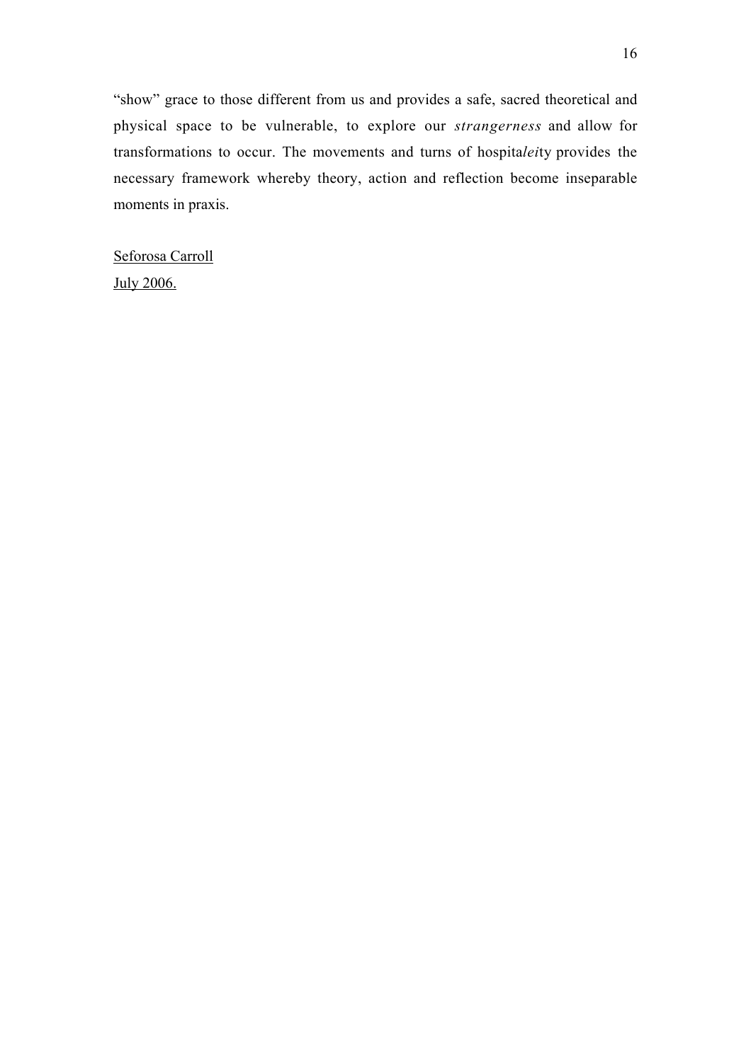"show" grace to those different from us and provides a safe, sacred theoretical and physical space to be vulnerable, to explore our *strangerness* and allow for transformations to occur. The movements and turns of hospita*lei*ty provides the necessary framework whereby theory, action and reflection become inseparable moments in praxis.

<u>Seforosa Carroll</u>
<u>July 2006.</u>